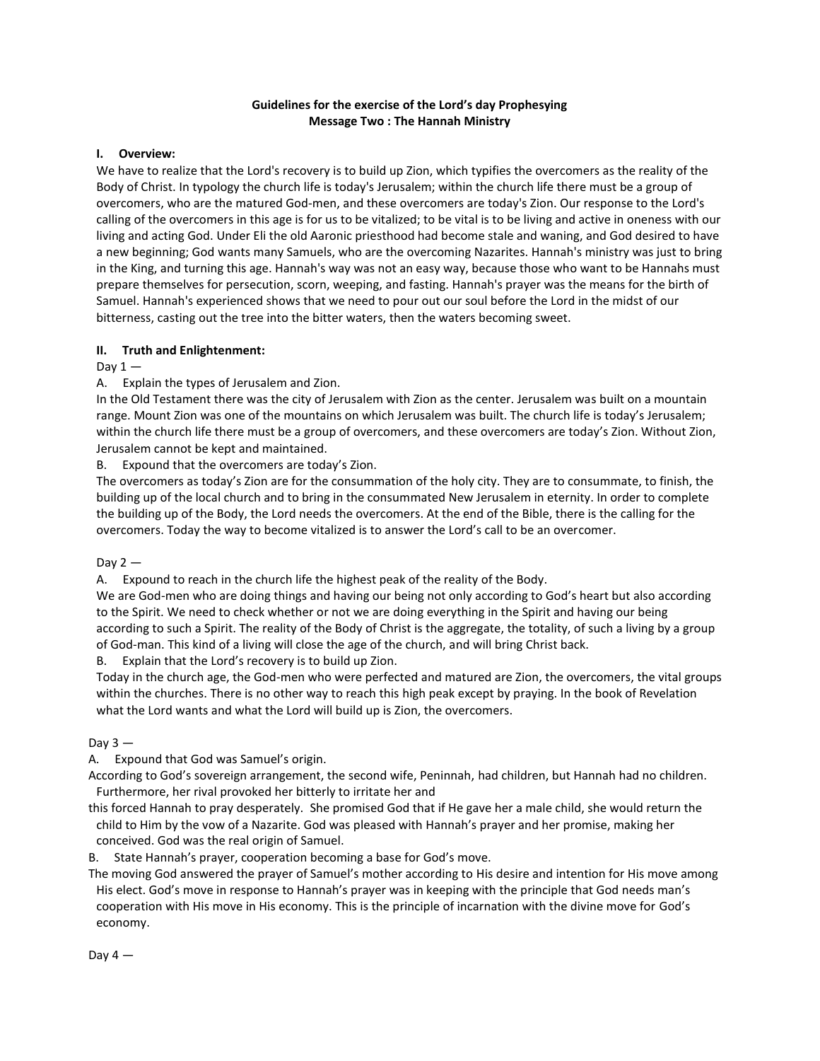**Guidelines for the exercise of the Lord's day Prophesying**
**Message Two : The Hannah Ministry**

## I. Overview:

We have to realize that the Lord's recovery is to build up Zion, which typifies the overcomers as the reality of the Body of Christ. In typology the church life is today's Jerusalem; within the church life there must be a group of overcomers, who are the matured God-men, and these overcomers are today's Zion. Our response to the Lord's calling of the overcomers in this age is for us to be vitalized; to be vital is to be living and active in oneness with our living and acting God. Under Eli the old Aaronic priesthood had become stale and waning, and God desired to have a new beginning; God wants many Samuels, who are the overcoming Nazarites. Hannah's ministry was just to bring in the King, and turning this age. Hannah's way was not an easy way, because those who want to be Hannahs must prepare themselves for persecution, scorn, weeping, and fasting. Hannah's prayer was the means for the birth of Samuel. Hannah's experienced shows that we need to pour out our soul before the Lord in the midst of our bitterness, casting out the tree into the bitter waters, then the waters becoming sweet.

## II. Truth and Enlightenment:

Day 1 —

A. Explain the types of Jerusalem and Zion.

In the Old Testament there was the city of Jerusalem with Zion as the center. Jerusalem was built on a mountain range. Mount Zion was one of the mountains on which Jerusalem was built. The church life is today's Jerusalem; within the church life there must be a group of overcomers, and these overcomers are today's Zion. Without Zion, Jerusalem cannot be kept and maintained.

B. Expound that the overcomers are today's Zion.

The overcomers as today's Zion are for the consummation of the holy city. They are to consummate, to finish, the building up of the local church and to bring in the consummated New Jerusalem in eternity. In order to complete the building up of the Body, the Lord needs the overcomers. At the end of the Bible, there is the calling for the overcomers. Today the way to become vitalized is to answer the Lord's call to be an overcomer.

Day 2 —

A. Expound to reach in the church life the highest peak of the reality of the Body.

We are God-men who are doing things and having our being not only according to God's heart but also according to the Spirit. We need to check whether or not we are doing everything in the Spirit and having our being according to such a Spirit. The reality of the Body of Christ is the aggregate, the totality, of such a living by a group of God-man. This kind of a living will close the age of the church, and will bring Christ back.

B. Explain that the Lord's recovery is to build up Zion.

Today in the church age, the God-men who were perfected and matured are Zion, the overcomers, the vital groups within the churches. There is no other way to reach this high peak except by praying. In the book of Revelation what the Lord wants and what the Lord will build up is Zion, the overcomers.

Day 3 —

A. Expound that God was Samuel's origin.

According to God's sovereign arrangement, the second wife, Peninnah, had children, but Hannah had no children. Furthermore, her rival provoked her bitterly to irritate her and this forced Hannah to pray desperately. She promised God that if He gave her a male child, she would return the child to Him by the vow of a Nazarite. God was pleased with Hannah's prayer and her promise, making her conceived. God was the real origin of Samuel.

B. State Hannah's prayer, cooperation becoming a base for God's move.

The moving God answered the prayer of Samuel's mother according to His desire and intention for His move among His elect. God's move in response to Hannah's prayer was in keeping with the principle that God needs man's cooperation with His move in His economy. This is the principle of incarnation with the divine move for God's economy.

Day 4 —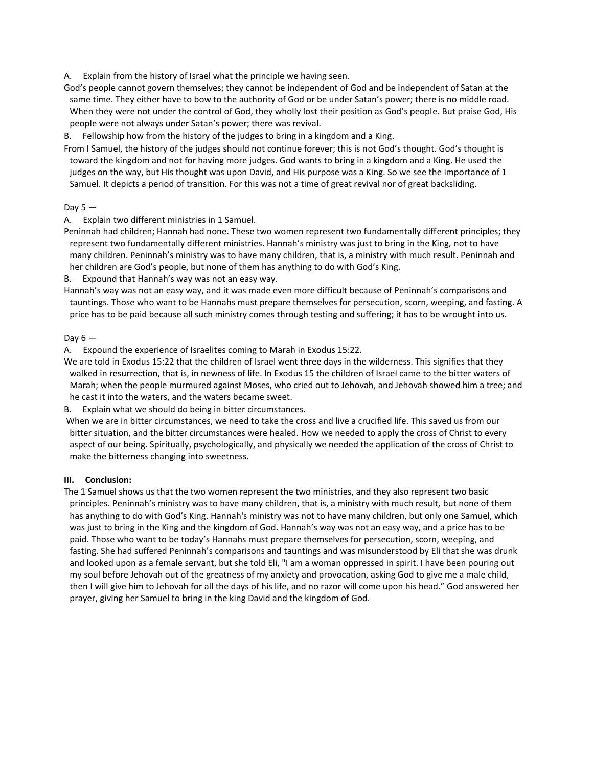A. Explain from the history of Israel what the principle we having seen.

God's people cannot govern themselves; they cannot be independent of God and be independent of Satan at the same time. They either have to bow to the authority of God or be under Satan's power; there is no middle road. When they were not under the control of God, they wholly lost their position as God's people. But praise God, His people were not always under Satan's power; there was revival.

B. Fellowship how from the history of the judges to bring in a kingdom and a King.

From I Samuel, the history of the judges should not continue forever; this is not God's thought. God's thought is toward the kingdom and not for having more judges. God wants to bring in a kingdom and a King. He used the judges on the way, but His thought was upon David, and His purpose was a King. So we see the importance of 1 Samuel. It depicts a period of transition. For this was not a time of great revival nor of great backsliding.

Day 5 —

A. Explain two different ministries in 1 Samuel.

Peninnah had children; Hannah had none. These two women represent two fundamentally different principles; they represent two fundamentally different ministries. Hannah's ministry was just to bring in the King, not to have many children. Peninnah's ministry was to have many children, that is, a ministry with much result. Peninnah and her children are God's people, but none of them has anything to do with God's King.

B. Expound that Hannah's way was not an easy way.

Hannah's way was not an easy way, and it was made even more difficult because of Peninnah's comparisons and tauntings. Those who want to be Hannahs must prepare themselves for persecution, scorn, weeping, and fasting. A price has to be paid because all such ministry comes through testing and suffering; it has to be wrought into us.

Day 6 —

A. Expound the experience of Israelites coming to Marah in Exodus 15:22.

We are told in Exodus 15:22 that the children of Israel went three days in the wilderness. This signifies that they walked in resurrection, that is, in newness of life. In Exodus 15 the children of Israel came to the bitter waters of Marah; when the people murmured against Moses, who cried out to Jehovah, and Jehovah showed him a tree; and he cast it into the waters, and the waters became sweet.

B. Explain what we should do being in bitter circumstances.

When we are in bitter circumstances, we need to take the cross and live a crucified life. This saved us from our bitter situation, and the bitter circumstances were healed. How we needed to apply the cross of Christ to every aspect of our being. Spiritually, psychologically, and physically we needed the application of the cross of Christ to make the bitterness changing into sweetness.

**III. Conclusion:**

The 1 Samuel shows us that the two women represent the two ministries, and they also represent two basic principles. Peninnah's ministry was to have many children, that is, a ministry with much result, but none of them has anything to do with God's King. Hannah's ministry was not to have many children, but only one Samuel, which was just to bring in the King and the kingdom of God. Hannah's way was not an easy way, and a price has to be paid. Those who want to be today's Hannahs must prepare themselves for persecution, scorn, weeping, and fasting. She had suffered Peninnah's comparisons and tauntings and was misunderstood by Eli that she was drunk and looked upon as a female servant, but she told Eli, "I am a woman oppressed in spirit. I have been pouring out my soul before Jehovah out of the greatness of my anxiety and provocation, asking God to give me a male child, then I will give him to Jehovah for all the days of his life, and no razor will come upon his head." God answered her prayer, giving her Samuel to bring in the king David and the kingdom of God.